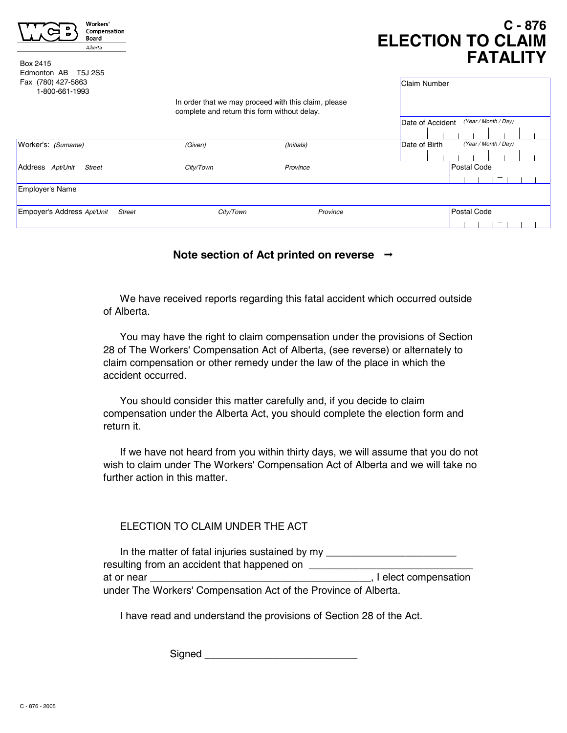WCB Workers' Compensation Board Alberta

Box 2415
Edmonton AB T5J 2S5
Fax (780) 427-5863
1-800-661-1993

# C - 876
# ELECTION TO CLAIM FATALITY

In order that we may proceed with this claim, please complete and return this form without delay.

| | | | |
|---|---|---|---|
| | | | Claim Number |
| | | | Date of Accident *(Year / Month / Day)* |
| Worker's: *(Surname)* | *(Given)* | *(Initials)* | Date of Birth *(Year / Month / Day)* |
| Address *Apt/Unit* *Street* | *City/Town* | *Province* | Postal Code |
| Employer's Name | | | |
| Empoyer's Address *Apt/Unit* *Street* | *City/Town* | *Province* | Postal Code |

**Note section of Act printed on reverse →**

We have received reports regarding this fatal accident which occurred outside of Alberta.

You may have the right to claim compensation under the provisions of Section 28 of The Workers' Compensation Act of Alberta, (see reverse) or alternately to claim compensation or other remedy under the law of the place in which the accident occurred.

You should consider this matter carefully and, if you decide to claim compensation under the Alberta Act, you should complete the election form and return it.

If we have not heard from you within thirty days, we will assume that you do not wish to claim under The Workers' Compensation Act of Alberta and we will take no further action in this matter.

ELECTION TO CLAIM UNDER THE ACT

In the matter of fatal injuries sustained by my _______________________ resulting from an accident that happened on ______________________________ at or near ________________________________________, I elect compensation under The Workers' Compensation Act of the Province of Alberta.

I have read and understand the provisions of Section 28 of the Act.

Signed ____________________________

C - 876 - 2005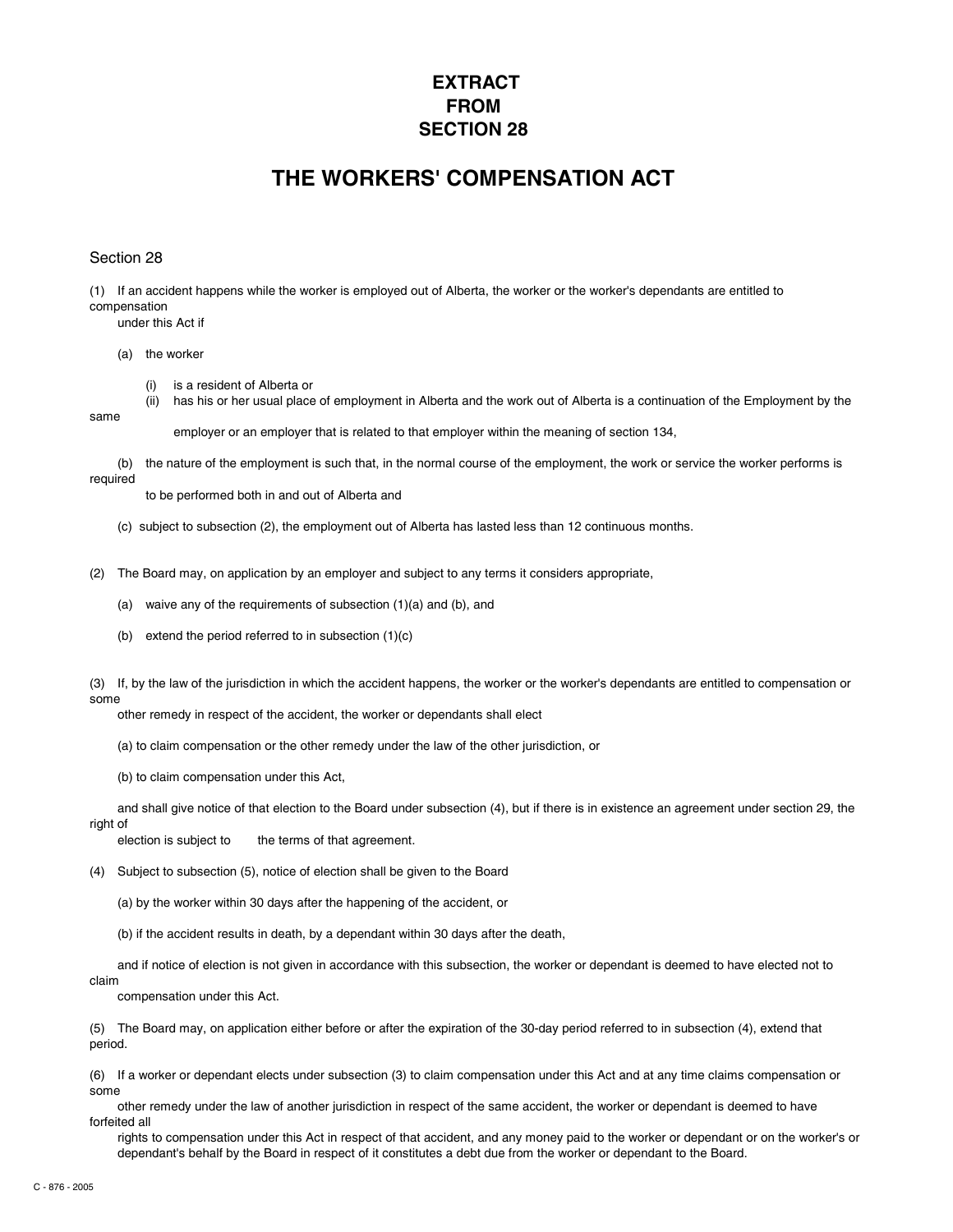# EXTRACT FROM SECTION 28

# THE WORKERS' COMPENSATION ACT

Section 28

(1) If an accident happens while the worker is employed out of Alberta, the worker or the worker's dependants are entitled to compensation under this Act if

(a) the worker

(i) is a resident of Alberta or

(ii) has his or her usual place of employment in Alberta and the work out of Alberta is a continuation of the Employment by the same employer or an employer that is related to that employer within the meaning of section 134,

(b) the nature of the employment is such that, in the normal course of the employment, the work or service the worker performs is required to be performed both in and out of Alberta and

(c) subject to subsection (2), the employment out of Alberta has lasted less than 12 continuous months.

(2) The Board may, on application by an employer and subject to any terms it considers appropriate,

(a) waive any of the requirements of subsection (1)(a) and (b), and

(b) extend the period referred to in subsection (1)(c)

(3) If, by the law of the jurisdiction in which the accident happens, the worker or the worker's dependants are entitled to compensation or some other remedy in respect of the accident, the worker or dependants shall elect

(a) to claim compensation or the other remedy under the law of the other jurisdiction, or

(b) to claim compensation under this Act,

and shall give notice of that election to the Board under subsection (4), but if there is in existence an agreement under section 29, the right of election is subject to the terms of that agreement.

(4) Subject to subsection (5), notice of election shall be given to the Board

(a) by the worker within 30 days after the happening of the accident, or

(b) if the accident results in death, by a dependant within 30 days after the death,

and if notice of election is not given in accordance with this subsection, the worker or dependant is deemed to have elected not to claim compensation under this Act.

(5) The Board may, on application either before or after the expiration of the 30-day period referred to in subsection (4), extend that period.

(6) If a worker or dependant elects under subsection (3) to claim compensation under this Act and at any time claims compensation or some other remedy under the law of another jurisdiction in respect of the same accident, the worker or dependant is deemed to have forfeited all rights to compensation under this Act in respect of that accident, and any money paid to the worker or dependant or on the worker's or dependant's behalf by the Board in respect of it constitutes a debt due from the worker or dependant to the Board.

C - 876 - 2005